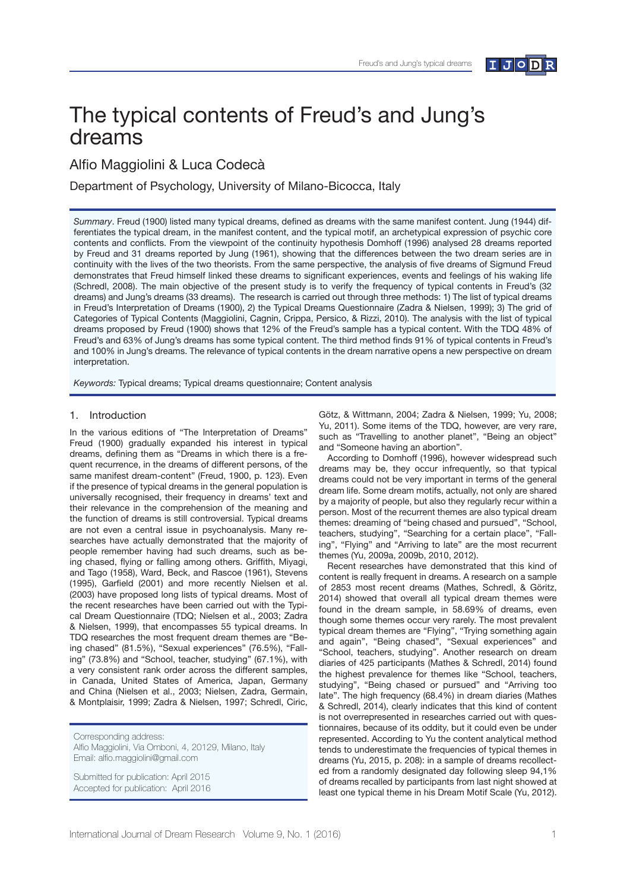# The typical contents of Freud's and Jung's dreams

Alfio Maggiolini & Luca Codecà

Department of Psychology, University of Milano-Bicocca, Italy

*Summary*. Freud (1900) listed many typical dreams, defined as dreams with the same manifest content. Jung (1944) differentiates the typical dream, in the manifest content, and the typical motif, an archetypical expression of psychic core contents and conflicts. From the viewpoint of the continuity hypothesis Domhoff (1996) analysed 28 dreams reported by Freud and 31 dreams reported by Jung (1961), showing that the differences between the two dream series are in continuity with the lives of the two theorists. From the same perspective, the analysis of five dreams of Sigmund Freud demonstrates that Freud himself linked these dreams to significant experiences, events and feelings of his waking life (Schredl, 2008). The main objective of the present study is to verify the frequency of typical contents in Freud's (32 dreams) and Jung's dreams (33 dreams). The research is carried out through three methods: 1) The list of typical dreams in Freud's Interpretation of Dreams (1900), 2) the Typical Dreams Questionnaire (Zadra & Nielsen, 1999); 3) The grid of Categories of Typical Contents (Maggiolini, Cagnin, Crippa, Persico, & Rizzi, 2010). The analysis with the list of typical dreams proposed by Freud (1900) shows that 12% of the Freud's sample has a typical content. With the TDQ 48% of Freud's and 63% of Jung's dreams has some typical content. The third method finds 91% of typical contents in Freud's and 100% in Jung's dreams. The relevance of typical contents in the dream narrative opens a new perspective on dream interpretation.

*Keywords:* Typical dreams; Typical dreams questionnaire; Content analysis

## 1. Introduction

In the various editions of "The Interpretation of Dreams" Freud (1900) gradually expanded his interest in typical dreams, defining them as "Dreams in which there is a frequent recurrence, in the dreams of different persons, of the same manifest dream-content" (Freud, 1900, p. 123). Even if the presence of typical dreams in the general population is universally recognised, their frequency in dreams' text and their relevance in the comprehension of the meaning and the function of dreams is still controversial. Typical dreams are not even a central issue in psychoanalysis. Many researches have actually demonstrated that the majority of people remember having had such dreams, such as being chased, flying or falling among others. Griffith, Miyagi, and Tago (1958), Ward, Beck, and Rascoe (1961), Stevens (1995), Garfield (2001) and more recently Nielsen et al. (2003) have proposed long lists of typical dreams. Most of the recent researches have been carried out with the Typical Dream Questionnaire (TDQ; Nielsen et al., 2003; Zadra & Nielsen, 1999), that encompasses 55 typical dreams. In TDQ researches the most frequent dream themes are "Being chased" (81.5%), "Sexual experiences" (76.5%), "Falling" (73.8%) and "School, teacher, studying" (67.1%), with a very consistent rank order across the different samples, in Canada, United States of America, Japan, Germany and China (Nielsen et al., 2003; Nielsen, Zadra, Germain, & Montplaisir, 1999; Zadra & Nielsen, 1997; Schredl, Ciric, Götz, & Wittmann, 2004; Zadra & Nielsen, 1999; Yu, 2008; Yu, 2011). Some items of the TDQ, however, are very rare, such as "Travelling to another planet", "Being an object" and "Someone having an abortion".

According to Domhoff (1996), however widespread such dreams may be, they occur infrequently, so that typical dreams could not be very important in terms of the general dream life. Some dream motifs, actually, not only are shared by a majority of people, but also they regularly recur within a person. Most of the recurrent themes are also typical dream themes: dreaming of "being chased and pursued", "School, teachers, studying", "Searching for a certain place", "Falling", "Flying" and "Arriving to late" are the most recurrent themes (Yu, 2009a, 2009b, 2010, 2012).

Recent researches have demonstrated that this kind of content is really frequent in dreams. A research on a sample of 2853 most recent dreams (Mathes, Schredl, & Göritz, 2014) showed that overall all typical dream themes were found in the dream sample, in 58.69% of dreams, even though some themes occur very rarely. The most prevalent typical dream themes are "Flying", "Trying something again and again", "Being chased", "Sexual experiences" and "School, teachers, studying". Another research on dream diaries of 425 participants (Mathes & Schredl, 2014) found the highest prevalence for themes like "School, teachers, studying", "Being chased or pursued" and "Arriving too late". The high frequency (68.4%) in dream diaries (Mathes & Schredl, 2014), clearly indicates that this kind of content is not overrepresented in researches carried out with questionnaires, because of its oddity, but it could even be under represented. According to Yu the content analytical method tends to underestimate the frequencies of typical themes in dreams (Yu, 2015, p. 208): in a sample of dreams recollected from a randomly designated day following sleep 94,1% of dreams recalled by participants from last night showed at least one typical theme in his Dream Motif Scale (Yu, 2012).

Corresponding address:
Alfio Maggiolini, Via Omboni, 4, 20129, Milano, Italy
Email: alfio.maggiolini@gmail.com

Submitted for publication: April 2015
Accepted for publication: April 2016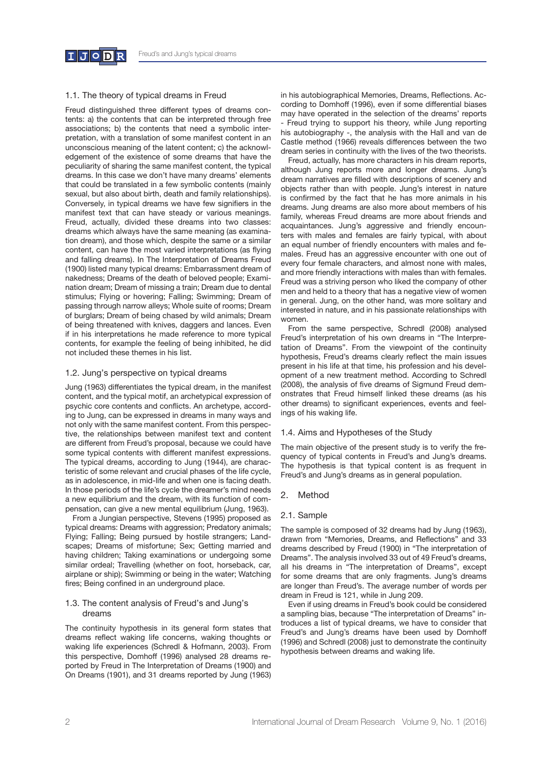### 1.1. The theory of typical dreams in Freud

Freud distinguished three different types of dreams contents: a) the contents that can be interpreted through free associations; b) the contents that need a symbolic interpretation, with a translation of some manifest content in an unconscious meaning of the latent content; c) the acknowledgement of the existence of some dreams that have the peculiarity of sharing the same manifest content, the typical dreams. In this case we don't have many dreams' elements that could be translated in a few symbolic contents (mainly sexual, but also about birth, death and family relationships). Conversely, in typical dreams we have few signifiers in the manifest text that can have steady or various meanings. Freud, actually, divided these dreams into two classes: dreams which always have the same meaning (as examination dream), and those which, despite the same or a similar content, can have the most varied interpretations (as flying and falling dreams). In The Interpretation of Dreams Freud (1900) listed many typical dreams: Embarrassment dream of nakedness; Dreams of the death of beloved people; Examination dream; Dream of missing a train; Dream due to dental stimulus; Flying or hovering; Falling; Swimming; Dream of passing through narrow alleys; Whole suite of rooms; Dream of burglars; Dream of being chased by wild animals; Dream of being threatened with knives, daggers and lances. Even if in his interpretations he made reference to more typical contents, for example the feeling of being inhibited, he did not included these themes in his list.

### 1.2. Jung's perspective on typical dreams

Jung (1963) differentiates the typical dream, in the manifest content, and the typical motif, an archetypical expression of psychic core contents and conflicts. An archetype, according to Jung, can be expressed in dreams in many ways and not only with the same manifest content. From this perspective, the relationships between manifest text and content are different from Freud's proposal, because we could have some typical contents with different manifest expressions. The typical dreams, according to Jung (1944), are characteristic of some relevant and crucial phases of the life cycle, as in adolescence, in mid-life and when one is facing death. In those periods of the life's cycle the dreamer's mind needs a new equilibrium and the dream, with its function of compensation, can give a new mental equilibrium (Jung, 1963).

From a Jungian perspective, Stevens (1995) proposed as typical dreams: Dreams with aggression; Predatory animals; Flying; Falling; Being pursued by hostile strangers; Landscapes; Dreams of misfortune; Sex; Getting married and having children; Taking examinations or undergoing some similar ordeal; Travelling (whether on foot, horseback, car, airplane or ship); Swimming or being in the water; Watching fires; Being confined in an underground place.

### 1.3. The content analysis of Freud's and Jung's dreams

The continuity hypothesis in its general form states that dreams reflect waking life concerns, waking thoughts or waking life experiences (Schredl & Hofmann, 2003). From this perspective, Domhoff (1996) analysed 28 dreams reported by Freud in The Interpretation of Dreams (1900) and On Dreams (1901), and 31 dreams reported by Jung (1963) in his autobiographical Memories, Dreams, Reflections. According to Domhoff (1996), even if some differential biases may have operated in the selection of the dreams' reports - Freud trying to support his theory, while Jung reporting his autobiography -, the analysis with the Hall and van de Castle method (1966) reveals differences between the two dream series in continuity with the lives of the two theorists.

Freud, actually, has more characters in his dream reports, although Jung reports more and longer dreams. Jung's dream narratives are filled with descriptions of scenery and objects rather than with people. Jung's interest in nature is confirmed by the fact that he has more animals in his dreams. Jung dreams are also more about members of his family, whereas Freud dreams are more about friends and acquaintances. Jung's aggressive and friendly encounters with males and females are fairly typical, with about an equal number of friendly encounters with males and females. Freud has an aggressive encounter with one out of every four female characters, and almost none with males, and more friendly interactions with males than with females. Freud was a striving person who liked the company of other men and held to a theory that has a negative view of women in general. Jung, on the other hand, was more solitary and interested in nature, and in his passionate relationships with women.

From the same perspective, Schredl (2008) analysed Freud's interpretation of his own dreams in "The Interpretation of Dreams". From the viewpoint of the continuity hypothesis, Freud's dreams clearly reflect the main issues present in his life at that time, his profession and his development of a new treatment method. According to Schredl (2008), the analysis of five dreams of Sigmund Freud demonstrates that Freud himself linked these dreams (as his other dreams) to significant experiences, events and feelings of his waking life.

### 1.4. Aims and Hypotheses of the Study

The main objective of the present study is to verify the frequency of typical contents in Freud's and Jung's dreams. The hypothesis is that typical content is as frequent in Freud's and Jung's dreams as in general population.

## 2. Method

### 2.1. Sample

The sample is composed of 32 dreams had by Jung (1963), drawn from "Memories, Dreams, and Reflections" and 33 dreams described by Freud (1900) in "The interpretation of Dreams". The analysis involved 33 out of 49 Freud's dreams, all his dreams in "The interpretation of Dreams", except for some dreams that are only fragments. Jung's dreams are longer than Freud's. The average number of words per dream in Freud is 121, while in Jung 209.

Even if using dreams in Freud's book could be considered a sampling bias, because "The interpretation of Dreams" introduces a list of typical dreams, we have to consider that Freud's and Jung's dreams have been used by Domhoff (1996) and Schredl (2008) just to demonstrate the continuity hypothesis between dreams and waking life.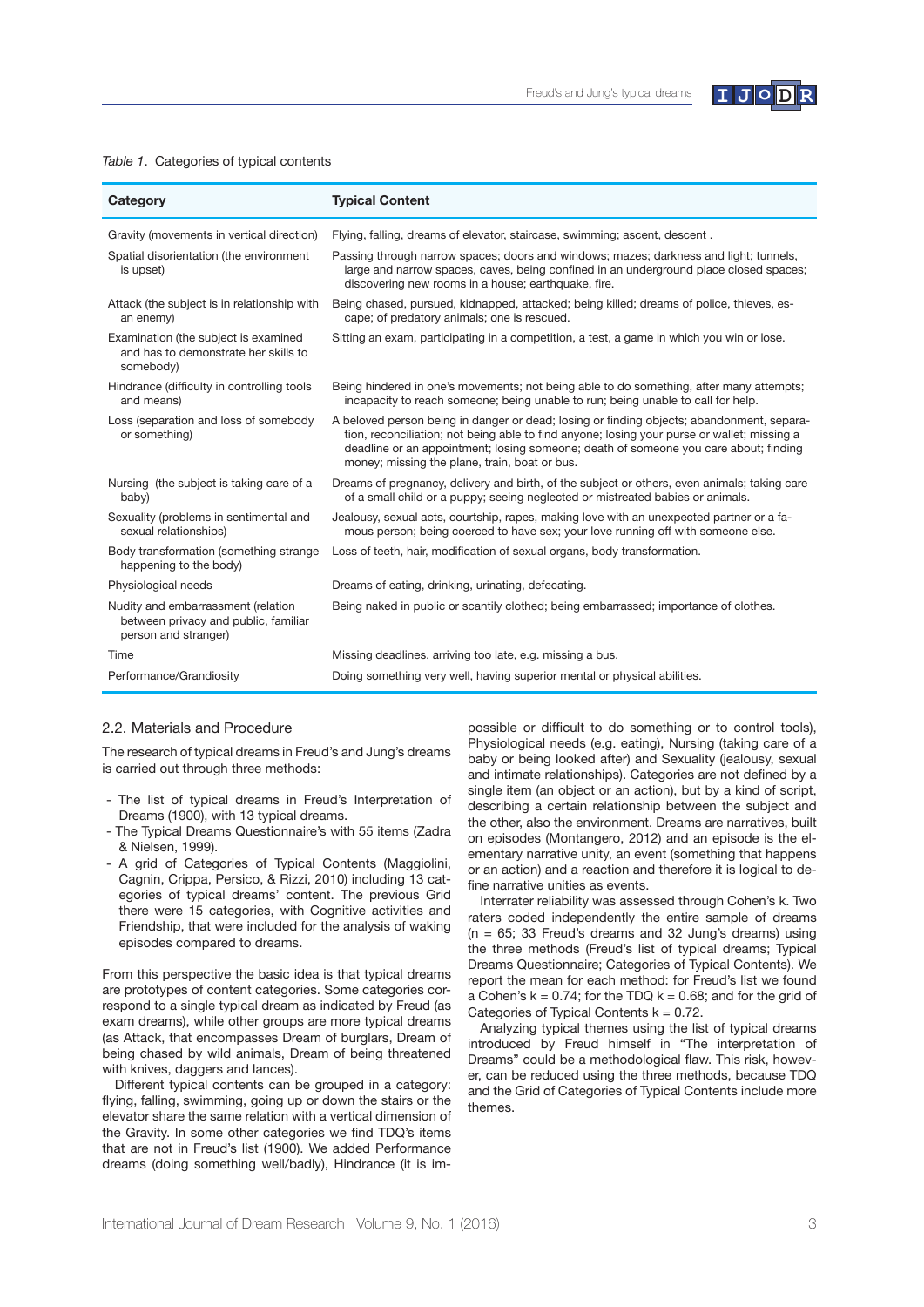*Table 1*. Categories of typical contents

| Category | Typical Content |
|---|---|
| Gravity (movements in vertical direction) | Flying, falling, dreams of elevator, staircase, swimming; ascent, descent . |
| Spatial disorientation (the environment is upset) | Passing through narrow spaces; doors and windows; mazes; darkness and light; tunnels, large and narrow spaces, caves, being confined in an underground place closed spaces; discovering new rooms in a house; earthquake, fire. |
| Attack (the subject is in relationship with an enemy) | Being chased, pursued, kidnapped, attacked; being killed; dreams of police, thieves, escape; of predatory animals; one is rescued. |
| Examination (the subject is examined and has to demonstrate her skills to somebody) | Sitting an exam, participating in a competition, a test, a game in which you win or lose. |
| Hindrance (difficulty in controlling tools and means) | Being hindered in one's movements; not being able to do something, after many attempts; incapacity to reach someone; being unable to run; being unable to call for help. |
| Loss (separation and loss of somebody or something) | A beloved person being in danger or dead; losing or finding objects; abandonment, separation, reconciliation; not being able to find anyone; losing your purse or wallet; missing a deadline or an appointment; losing someone; death of someone you care about; finding money; missing the plane, train, boat or bus. |
| Nursing (the subject is taking care of a baby) | Dreams of pregnancy, delivery and birth, of the subject or others, even animals; taking care of a small child or a puppy; seeing neglected or mistreated babies or animals. |
| Sexuality (problems in sentimental and sexual relationships) | Jealousy, sexual acts, courtship, rapes, making love with an unexpected partner or a famous person; being coerced to have sex; your love running off with someone else. |
| Body transformation (something strange happening to the body) | Loss of teeth, hair, modification of sexual organs, body transformation. |
| Physiological needs | Dreams of eating, drinking, urinating, defecating. |
| Nudity and embarrassment (relation between privacy and public, familiar person and stranger) | Being naked in public or scantily clothed; being embarrassed; importance of clothes. |
| Time | Missing deadlines, arriving too late, e.g. missing a bus. |
| Performance/Grandiosity | Doing something very well, having superior mental or physical abilities. |

## 2.2. Materials and Procedure

The research of typical dreams in Freud's and Jung's dreams is carried out through three methods:

- The list of typical dreams in Freud's Interpretation of Dreams (1900), with 13 typical dreams.
- The Typical Dreams Questionnaire's with 55 items (Zadra & Nielsen, 1999).
- A grid of Categories of Typical Contents (Maggiolini, Cagnin, Crippa, Persico, & Rizzi, 2010) including 13 categories of typical dreams' content. The previous Grid there were 15 categories, with Cognitive activities and Friendship, that were included for the analysis of waking episodes compared to dreams.

From this perspective the basic idea is that typical dreams are prototypes of content categories. Some categories correspond to a single typical dream as indicated by Freud (as exam dreams), while other groups are more typical dreams (as Attack, that encompasses Dream of burglars, Dream of being chased by wild animals, Dream of being threatened with knives, daggers and lances).

Different typical contents can be grouped in a category: flying, falling, swimming, going up or down the stairs or the elevator share the same relation with a vertical dimension of the Gravity. In some other categories we find TDQ's items that are not in Freud's list (1900). We added Performance dreams (doing something well/badly), Hindrance (it is impossible or difficult to do something or to control tools), Physiological needs (e.g. eating), Nursing (taking care of a baby or being looked after) and Sexuality (jealousy, sexual and intimate relationships). Categories are not defined by a single item (an object or an action), but by a kind of script, describing a certain relationship between the subject and the other, also the environment. Dreams are narratives, built on episodes (Montangero, 2012) and an episode is the elementary narrative unity, an event (something that happens or an action) and a reaction and therefore it is logical to define narrative unities as events.

Interrater reliability was assessed through Cohen's k. Two raters coded independently the entire sample of dreams (n = 65; 33 Freud's dreams and 32 Jung's dreams) using the three methods (Freud's list of typical dreams; Typical Dreams Questionnaire; Categories of Typical Contents). We report the mean for each method: for Freud's list we found a Cohen's k = 0.74; for the TDQ k = 0.68; and for the grid of Categories of Typical Contents k = 0.72.

Analyzing typical themes using the list of typical dreams introduced by Freud himself in "The interpretation of Dreams" could be a methodological flaw. This risk, however, can be reduced using the three methods, because TDQ and the Grid of Categories of Typical Contents include more themes.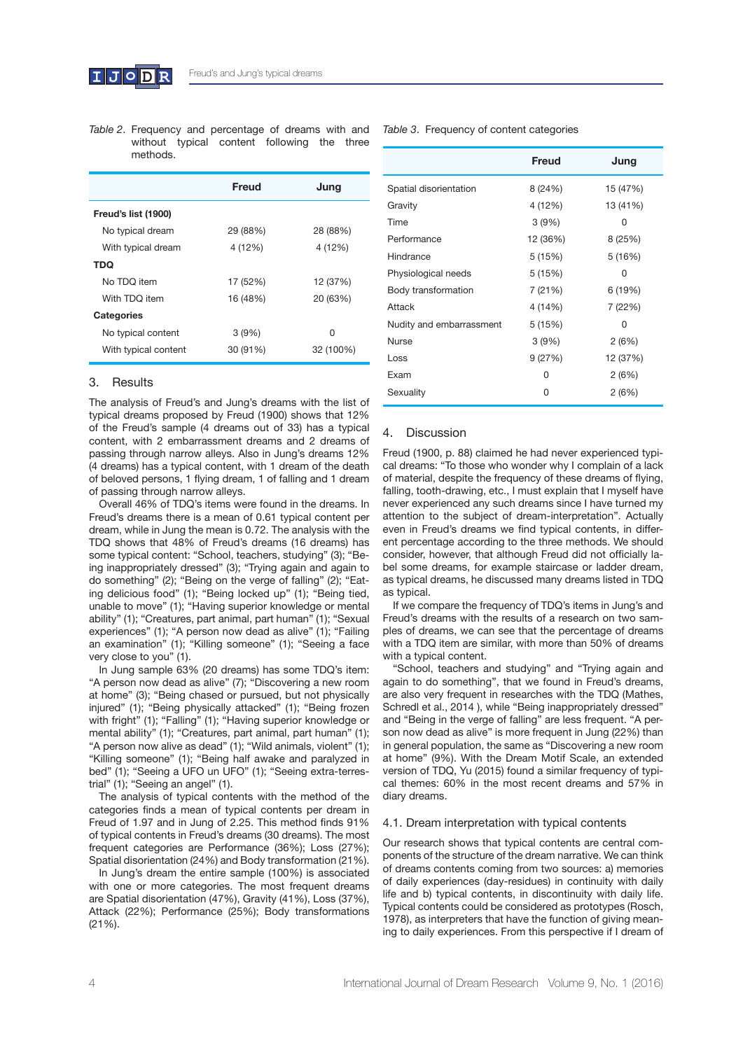*Table 2*. Frequency and percentage of dreams with and without typical content following the three methods.

| | Freud | Jung |
|---|---|---|
| **Freud's list (1900)** | | |
| No typical dream | 29 (88%) | 28 (88%) |
| With typical dream | 4 (12%) | 4 (12%) |
| **TDQ** | | |
| No TDQ item | 17 (52%) | 12 (37%) |
| With TDQ item | 16 (48%) | 20 (63%) |
| **Categories** | | |
| No typical content | 3 (9%) | 0 |
| With typical content | 30 (91%) | 32 (100%) |

## 3. Results

The analysis of Freud's and Jung's dreams with the list of typical dreams proposed by Freud (1900) shows that 12% of the Freud's sample (4 dreams out of 33) has a typical content, with 2 embarrassment dreams and 2 dreams of passing through narrow alleys. Also in Jung's dreams 12% (4 dreams) has a typical content, with 1 dream of the death of beloved persons, 1 flying dream, 1 of falling and 1 dream of passing through narrow alleys.

Overall 46% of TDQ's items were found in the dreams. In Freud's dreams there is a mean of 0.61 typical content per dream, while in Jung the mean is 0.72. The analysis with the TDQ shows that 48% of Freud's dreams (16 dreams) has some typical content: "School, teachers, studying" (3); "Being inappropriately dressed" (3); "Trying again and again to do something" (2); "Being on the verge of falling" (2); "Eating delicious food" (1); "Being locked up" (1); "Being tied, unable to move" (1); "Having superior knowledge or mental ability" (1); "Creatures, part animal, part human" (1); "Sexual experiences" (1); "A person now dead as alive" (1); "Failing an examination" (1); "Killing someone" (1); "Seeing a face very close to you" (1).

In Jung sample 63% (20 dreams) has some TDQ's item: "A person now dead as alive" (7); "Discovering a new room at home" (3); "Being chased or pursued, but not physically injured" (1); "Being physically attacked" (1); "Being frozen with fright" (1); "Falling" (1); "Having superior knowledge or mental ability" (1); "Creatures, part animal, part human" (1); "A person now alive as dead" (1); "Wild animals, violent" (1); "Killing someone" (1); "Being half awake and paralyzed in bed" (1); "Seeing a UFO un UFO" (1); "Seeing extra-terrestrial" (1); "Seeing an angel" (1).

The analysis of typical contents with the method of the categories finds a mean of typical contents per dream in Freud of 1.97 and in Jung of 2.25. This method finds 91% of typical contents in Freud's dreams (30 dreams). The most frequent categories are Performance (36%); Loss (27%); Spatial disorientation (24%) and Body transformation (21%).

In Jung's dream the entire sample (100%) is associated with one or more categories. The most frequent categories are Spatial disorientation (47%), Gravity (41%), Loss (37%), Attack (22%); Performance (25%); Body transformations (21%).

*Table 3*. Frequency of content categories

| | Freud | Jung |
|---|---|---|
| Spatial disorientation | 8 (24%) | 15 (47%) |
| Gravity | 4 (12%) | 13 (41%) |
| Time | 3 (9%) | 0 |
| Performance | 12 (36%) | 8 (25%) |
| Hindrance | 5 (15%) | 5 (16%) |
| Physiological needs | 5 (15%) | 0 |
| Body transformation | 7 (21%) | 6 (19%) |
| Attack | 4 (14%) | 7 (22%) |
| Nudity and embarrassment | 5 (15%) | 0 |
| Nurse | 3 (9%) | 2 (6%) |
| Loss | 9 (27%) | 12 (37%) |
| Exam | 0 | 2 (6%) |
| Sexuality | 0 | 2 (6%) |

## 4. Discussion

Freud (1900, p. 88) claimed he had never experienced typical dreams: "To those who wonder why I complain of a lack of material, despite the frequency of these dreams of flying, falling, tooth-drawing, etc., I must explain that I myself have never experienced any such dreams since I have turned my attention to the subject of dream-interpretation". Actually even in Freud's dreams we find typical contents, in different percentage according to the three methods. We should consider, however, that although Freud did not officially label some dreams, for example staircase or ladder dream, as typical dreams, he discussed many dreams listed in TDQ as typical.

If we compare the frequency of TDQ's items in Jung's and Freud's dreams with the results of a research on two samples of dreams, we can see that the percentage of dreams with a TDQ item are similar, with more than 50% of dreams with a typical content.

"School, teachers and studying" and "Trying again and again to do something", that we found in Freud's dreams, are also very frequent in researches with the TDQ (Mathes, Schredl et al., 2014 ), while "Being inappropriately dressed" and "Being in the verge of falling" are less frequent. "A person now dead as alive" is more frequent in Jung (22%) than in general population, the same as "Discovering a new room at home" (9%). With the Dream Motif Scale, an extended version of TDQ, Yu (2015) found a similar frequency of typical themes: 60% in the most recent dreams and 57% in diary dreams.

### 4.1. Dream interpretation with typical contents

Our research shows that typical contents are central components of the structure of the dream narrative. We can think of dreams contents coming from two sources: a) memories of daily experiences (day-residues) in continuity with daily life and b) typical contents, in discontinuity with daily life. Typical contents could be considered as prototypes (Rosch, 1978), as interpreters that have the function of giving meaning to daily experiences. From this perspective if I dream of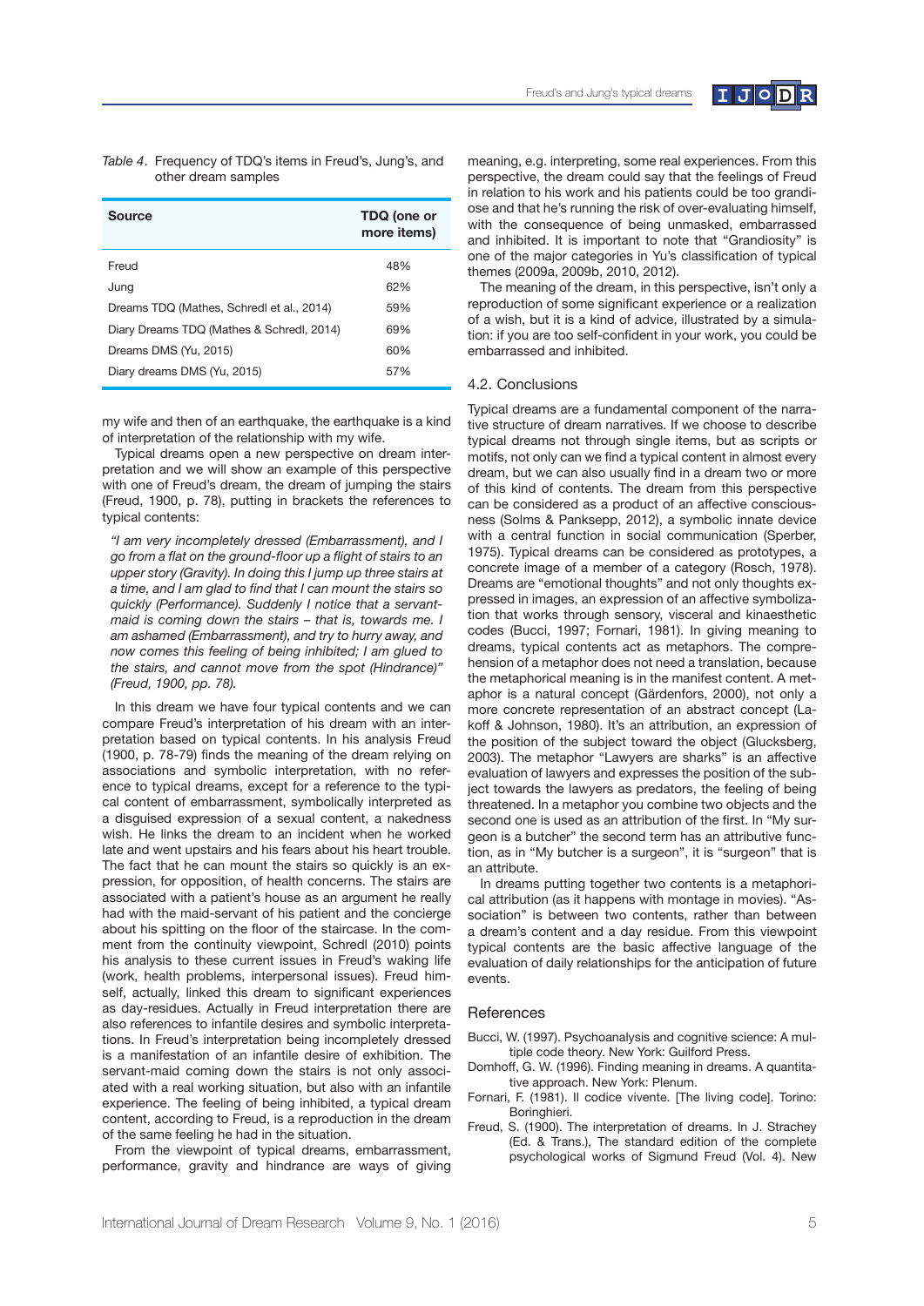*Table 4*. Frequency of TDQ's items in Freud's, Jung's, and other dream samples

| Source | TDQ (one or more items) |
| --- | --- |
| Freud | 48% |
| Jung | 62% |
| Dreams TDQ (Mathes, Schredl et al., 2014) | 59% |
| Diary Dreams TDQ (Mathes & Schredl, 2014) | 69% |
| Dreams DMS (Yu, 2015) | 60% |
| Diary dreams DMS (Yu, 2015) | 57% |

my wife and then of an earthquake, the earthquake is a kind of interpretation of the relationship with my wife.

Typical dreams open a new perspective on dream interpretation and we will show an example of this perspective with one of Freud's dream, the dream of jumping the stairs (Freud, 1900, p. 78), putting in brackets the references to typical contents:

*"I am very incompletely dressed (Embarrassment), and I go from a flat on the ground-floor up a flight of stairs to an upper story (Gravity). In doing this I jump up three stairs at a time, and I am glad to find that I can mount the stairs so quickly (Performance). Suddenly I notice that a servant-maid is coming down the stairs – that is, towards me. I am ashamed (Embarrassment), and try to hurry away, and now comes this feeling of being inhibited; I am glued to the stairs, and cannot move from the spot (Hindrance)" (Freud, 1900, pp. 78).*

In this dream we have four typical contents and we can compare Freud's interpretation of his dream with an interpretation based on typical contents. In his analysis Freud (1900, p. 78-79) finds the meaning of the dream relying on associations and symbolic interpretation, with no reference to typical dreams, except for a reference to the typical content of embarrassment, symbolically interpreted as a disguised expression of a sexual content, a nakedness wish. He links the dream to an incident when he worked late and went upstairs and his fears about his heart trouble. The fact that he can mount the stairs so quickly is an expression, for opposition, of health concerns. The stairs are associated with a patient's house as an argument he really had with the maid-servant of his patient and the concierge about his spitting on the floor of the staircase. In the comment from the continuity viewpoint, Schredl (2010) points his analysis to these current issues in Freud's waking life (work, health problems, interpersonal issues). Freud himself, actually, linked this dream to significant experiences as day-residues. Actually in Freud interpretation there are also references to infantile desires and symbolic interpretations. In Freud's interpretation being incompletely dressed is a manifestation of an infantile desire of exhibition. The servant-maid coming down the stairs is not only associated with a real working situation, but also with an infantile experience. The feeling of being inhibited, a typical dream content, according to Freud, is a reproduction in the dream of the same feeling he had in the situation.

From the viewpoint of typical dreams, embarrassment, performance, gravity and hindrance are ways of giving meaning, e.g. interpreting, some real experiences. From this perspective, the dream could say that the feelings of Freud in relation to his work and his patients could be too grandiose and that he's running the risk of over-evaluating himself, with the consequence of being unmasked, embarrassed and inhibited. It is important to note that "Grandiosity" is one of the major categories in Yu's classification of typical themes (2009a, 2009b, 2010, 2012).

The meaning of the dream, in this perspective, isn't only a reproduction of some significant experience or a realization of a wish, but it is a kind of advice, illustrated by a simulation: if you are too self-confident in your work, you could be embarrassed and inhibited.

## 4.2. Conclusions

Typical dreams are a fundamental component of the narrative structure of dream narratives. If we choose to describe typical dreams not through single items, but as scripts or motifs, not only can we find a typical content in almost every dream, but we can also usually find in a dream two or more of this kind of contents. The dream from this perspective can be considered as a product of an affective consciousness (Solms & Panksepp, 2012), a symbolic innate device with a central function in social communication (Sperber, 1975). Typical dreams can be considered as prototypes, a concrete image of a member of a category (Rosch, 1978). Dreams are "emotional thoughts" and not only thoughts expressed in images, an expression of an affective symbolization that works through sensory, visceral and kinaesthetic codes (Bucci, 1997; Fornari, 1981). In giving meaning to dreams, typical contents act as metaphors. The comprehension of a metaphor does not need a translation, because the metaphorical meaning is in the manifest content. A metaphor is a natural concept (Gärdenfors, 2000), not only a more concrete representation of an abstract concept (Lakoff & Johnson, 1980). It's an attribution, an expression of the position of the subject toward the object (Glucksberg, 2003). The metaphor "Lawyers are sharks" is an affective evaluation of lawyers and expresses the position of the subject towards the lawyers as predators, the feeling of being threatened. In a metaphor you combine two objects and the second one is used as an attribution of the first. In "My surgeon is a butcher" the second term has an attributive function, as in "My butcher is a surgeon", it is "surgeon" that is an attribute.

In dreams putting together two contents is a metaphorical attribution (as it happens with montage in movies). "Association" is between two contents, rather than between a dream's content and a day residue. From this viewpoint typical contents are the basic affective language of the evaluation of daily relationships for the anticipation of future events.

## References

Bucci, W. (1997). Psychoanalysis and cognitive science: A multiple code theory. New York: Guilford Press.

Domhoff, G. W. (1996). Finding meaning in dreams. A quantitative approach. New York: Plenum.

Fornari, F. (1981). Il codice vivente. [The living code]. Torino: Boringhieri.

Freud, S. (1900). The interpretation of dreams. In J. Strachey (Ed. & Trans.), The standard edition of the complete psychological works of Sigmund Freud (Vol. 4). New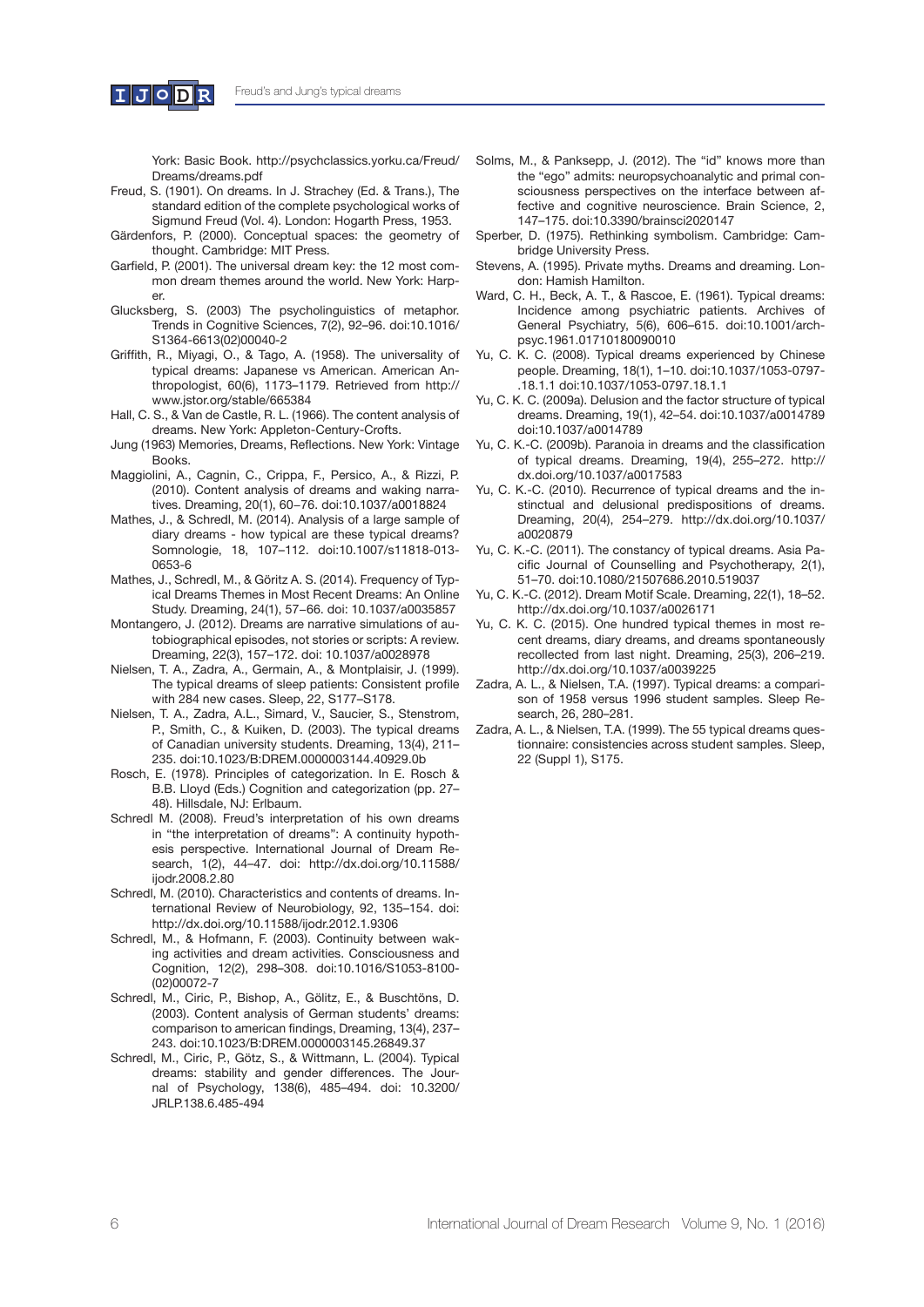York: Basic Book. http://psychclassics.yorku.ca/Freud/Dreams/dreams.pdf

Freud, S. (1901). On dreams. In J. Strachey (Ed. & Trans.), The standard edition of the complete psychological works of Sigmund Freud (Vol. 4). London: Hogarth Press, 1953.

Gärdenfors, P. (2000). Conceptual spaces: the geometry of thought. Cambridge: MIT Press.

Garfield, P. (2001). The universal dream key: the 12 most common dream themes around the world. New York: Harper.

Glucksberg, S. (2003) The psycholinguistics of metaphor. Trends in Cognitive Sciences, 7(2), 92–96. doi:10.1016/S1364-6613(02)00040-2

Griffith, R., Miyagi, O., & Tago, A. (1958). The universality of typical dreams: Japanese vs American. American Anthropologist, 60(6), 1173–1179. Retrieved from http://www.jstor.org/stable/665384

Hall, C. S., & Van de Castle, R. L. (1966). The content analysis of dreams. New York: Appleton-Century-Crofts.

Jung (1963) Memories, Dreams, Reflections. New York: Vintage Books.

Maggiolini, A., Cagnin, C., Crippa, F., Persico, A., & Rizzi, P. (2010). Content analysis of dreams and waking narratives. Dreaming, 20(1), 60–76. doi:10.1037/a0018824

Mathes, J., & Schredl, M. (2014). Analysis of a large sample of diary dreams - how typical are these typical dreams? Somnologie, 18, 107–112. doi:10.1007/s11818-013-0653-6

Mathes, J., Schredl, M., & Göritz A. S. (2014). Frequency of Typical Dreams Themes in Most Recent Dreams: An Online Study. Dreaming, 24(1), 57–66. doi: 10.1037/a0035857

Montangero, J. (2012). Dreams are narrative simulations of autobiographical episodes, not stories or scripts: A review. Dreaming, 22(3), 157–172. doi: 10.1037/a0028978

Nielsen, T. A., Zadra, A., Germain, A., & Montplaisir, J. (1999). The typical dreams of sleep patients: Consistent profile with 284 new cases. Sleep, 22, S177–S178.

Nielsen, T. A., Zadra, A.L., Simard, V., Saucier, S., Stenstrom, P., Smith, C., & Kuiken, D. (2003). The typical dreams of Canadian university students. Dreaming, 13(4), 211–235. doi:10.1023/B:DREM.0000003144.40929.0b

Rosch, E. (1978). Principles of categorization. In E. Rosch & B.B. Lloyd (Eds.) Cognition and categorization (pp. 27–48). Hillsdale, NJ: Erlbaum.

Schredl M. (2008). Freud's interpretation of his own dreams in "the interpretation of dreams": A continuity hypothesis perspective. International Journal of Dream Research, 1(2), 44–47. doi: http://dx.doi.org/10.11588/ijodr.2008.2.80

Schredl, M. (2010). Characteristics and contents of dreams. International Review of Neurobiology, 92, 135–154. doi: http://dx.doi.org/10.11588/ijodr.2012.1.9306

Schredl, M., & Hofmann, F. (2003). Continuity between waking activities and dream activities. Consciousness and Cognition, 12(2), 298–308. doi:10.1016/S1053-8100-(02)00072-7

Schredl, M., Ciric, P., Bishop, A., Gölitz, E., & Buschtöns, D. (2003). Content analysis of German students' dreams: comparison to american findings, Dreaming, 13(4), 237–243. doi:10.1023/B:DREM.0000003145.26849.37

Schredl, M., Ciric, P., Götz, S., & Wittmann, L. (2004). Typical dreams: stability and gender differences. The Journal of Psychology, 138(6), 485–494. doi: 10.3200/JRLP.138.6.485-494

Solms, M., & Panksepp, J. (2012). The "id" knows more than the "ego" admits: neuropsychoanalytic and primal consciousness perspectives on the interface between affective and cognitive neuroscience. Brain Science, 2, 147–175. doi:10.3390/brainsci2020147

Sperber, D. (1975). Rethinking symbolism. Cambridge: Cambridge University Press.

Stevens, A. (1995). Private myths. Dreams and dreaming. London: Hamish Hamilton.

Ward, C. H., Beck, A. T., & Rascoe, E. (1961). Typical dreams: Incidence among psychiatric patients. Archives of General Psychiatry, 5(6), 606–615. doi:10.1001/archpsyc.1961.01710180090010

Yu, C. K. C. (2008). Typical dreams experienced by Chinese people. Dreaming, 18(1), 1–10. doi:10.1037/1053-0797-.18.1.1 doi:10.1037/1053-0797.18.1.1

Yu, C. K. C. (2009a). Delusion and the factor structure of typical dreams. Dreaming, 19(1), 42–54. doi:10.1037/a0014789 doi:10.1037/a0014789

Yu, C. K.-C. (2009b). Paranoia in dreams and the classification of typical dreams. Dreaming, 19(4), 255–272. http://dx.doi.org/10.1037/a0017583

Yu, C. K.-C. (2010). Recurrence of typical dreams and the instinctual and delusional predispositions of dreams. Dreaming, 20(4), 254–279. http://dx.doi.org/10.1037/a0020879

Yu, C. K.-C. (2011). The constancy of typical dreams. Asia Pacific Journal of Counselling and Psychotherapy, 2(1), 51–70. doi:10.1080/21507686.2010.519037

Yu, C. K.-C. (2012). Dream Motif Scale. Dreaming, 22(1), 18–52. http://dx.doi.org/10.1037/a0026171

Yu, C. K. C. (2015). One hundred typical themes in most recent dreams, diary dreams, and dreams spontaneously recollected from last night. Dreaming, 25(3), 206–219. http://dx.doi.org/10.1037/a0039225

Zadra, A. L., & Nielsen, T.A. (1997). Typical dreams: a comparison of 1958 versus 1996 student samples. Sleep Research, 26, 280–281.

Zadra, A. L., & Nielsen, T.A. (1999). The 55 typical dreams questionnaire: consistencies across student samples. Sleep, 22 (Suppl 1), S175.